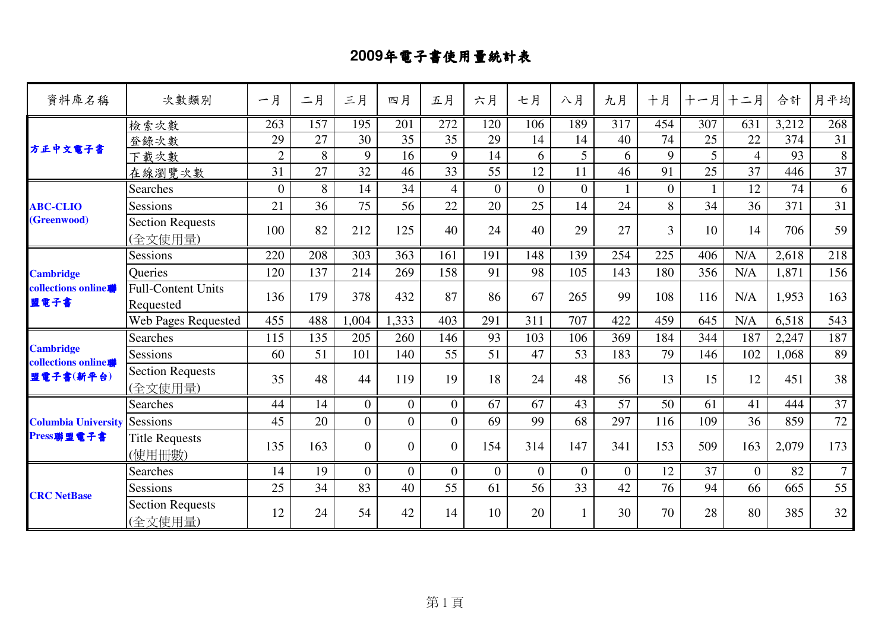# 2009年電子書使用量統計表

| 資料庫名稱 | 次數類別 | 一月 | 二月 | 三月 | 四月 | 五月 | 六月 | 七月 | 八月 | 九月 | 十月 | 十一月 | 十二月 | 合計 | 月平均 |
|---|---|---|---|---|---|---|---|---|---|---|---|---|---|---|---|
| 方正中文電子書 | 檢索次數 | 263 | 157 | 195 | 201 | 272 | 120 | 106 | 189 | 317 | 454 | 307 | 631 | 3,212 | 268 |
| | 登錄次數 | 29 | 27 | 30 | 35 | 35 | 29 | 14 | 14 | 40 | 74 | 25 | 22 | 374 | 31 |
| | 下載次數 | 2 | 8 | 9 | 16 | 9 | 14 | 6 | 5 | 6 | 9 | 5 | 4 | 93 | 8 |
| | 在線瀏覽次數 | 31 | 27 | 32 | 46 | 33 | 55 | 12 | 11 | 46 | 91 | 25 | 37 | 446 | 37 |
| ABC-CLIO (Greenwood) | Searches | 0 | 8 | 14 | 34 | 4 | 0 | 0 | 0 | 1 | 0 | 1 | 12 | 74 | 6 |
| | Sessions | 21 | 36 | 75 | 56 | 22 | 20 | 25 | 14 | 24 | 8 | 34 | 36 | 371 | 31 |
| | Section Requests (全文使用量) | 100 | 82 | 212 | 125 | 40 | 24 | 40 | 29 | 27 | 3 | 10 | 14 | 706 | 59 |
| Cambridge collections online聯盟電子書 | Sessions | 220 | 208 | 303 | 363 | 161 | 191 | 148 | 139 | 254 | 225 | 406 | N/A | 2,618 | 218 |
| | Queries | 120 | 137 | 214 | 269 | 158 | 91 | 98 | 105 | 143 | 180 | 356 | N/A | 1,871 | 156 |
| | Full-Content Units Requested | 136 | 179 | 378 | 432 | 87 | 86 | 67 | 265 | 99 | 108 | 116 | N/A | 1,953 | 163 |
| | Web Pages Requested | 455 | 488 | 1,004 | 1,333 | 403 | 291 | 311 | 707 | 422 | 459 | 645 | N/A | 6,518 | 543 |
| Cambridge collections online聯盟電子書(新平台) | Searches | 115 | 135 | 205 | 260 | 146 | 93 | 103 | 106 | 369 | 184 | 344 | 187 | 2,247 | 187 |
| | Sessions | 60 | 51 | 101 | 140 | 55 | 51 | 47 | 53 | 183 | 79 | 146 | 102 | 1,068 | 89 |
| | Section Requests (全文使用量) | 35 | 48 | 44 | 119 | 19 | 18 | 24 | 48 | 56 | 13 | 15 | 12 | 451 | 38 |
| Columbia University Press聯盟電子書 | Searches | 44 | 14 | 0 | 0 | 0 | 67 | 67 | 43 | 57 | 50 | 61 | 41 | 444 | 37 |
| | Sessions | 45 | 20 | 0 | 0 | 0 | 69 | 99 | 68 | 297 | 116 | 109 | 36 | 859 | 72 |
| | Title Requests (使用冊數) | 135 | 163 | 0 | 0 | 0 | 154 | 314 | 147 | 341 | 153 | 509 | 163 | 2,079 | 173 |
| CRC NetBase | Searches | 14 | 19 | 0 | 0 | 0 | 0 | 0 | 0 | 0 | 12 | 37 | 0 | 82 | 7 |
| | Sessions | 25 | 34 | 83 | 40 | 55 | 61 | 56 | 33 | 42 | 76 | 94 | 66 | 665 | 55 |
| | Section Requests (全文使用量) | 12 | 24 | 54 | 42 | 14 | 10 | 20 | 1 | 30 | 70 | 28 | 80 | 385 | 32 |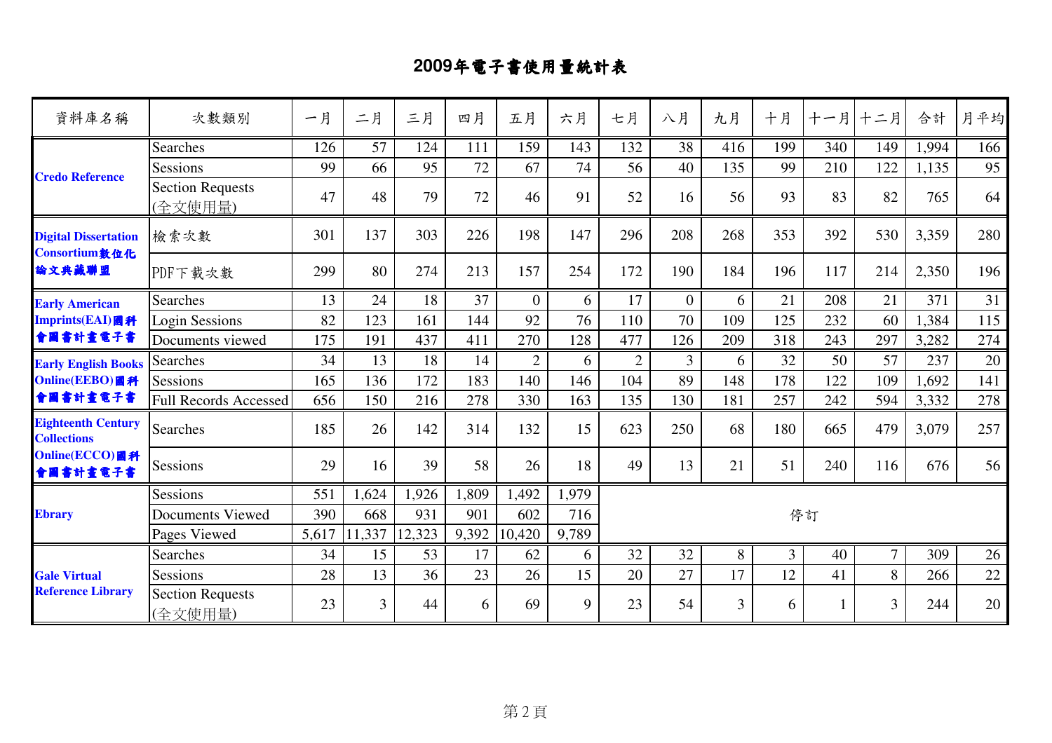# 2009年電子書使用量統計表

| 資料庫名稱 | 次數類別 | 一月 | 二月 | 三月 | 四月 | 五月 | 六月 | 七月 | 八月 | 九月 | 十月 | 十一月 | 十二月 | 合計 | 月平均 |
|---|---|---|---|---|---|---|---|---|---|---|---|---|---|---|---|
| **Credo Reference** | Searches | 126 | 57 | 124 | 111 | 159 | 143 | 132 | 38 | 416 | 199 | 340 | 149 | 1,994 | 166 |
| | Sessions | 99 | 66 | 95 | 72 | 67 | 74 | 56 | 40 | 135 | 99 | 210 | 122 | 1,135 | 95 |
| | Section Requests (全文使用量) | 47 | 48 | 79 | 72 | 46 | 91 | 52 | 16 | 56 | 93 | 83 | 82 | 765 | 64 |
| **Digital Dissertation Consortium數位化論文典藏聯盟** | 檢索次數 | 301 | 137 | 303 | 226 | 198 | 147 | 296 | 208 | 268 | 353 | 392 | 530 | 3,359 | 280 |
| | PDF下載次數 | 299 | 80 | 274 | 213 | 157 | 254 | 172 | 190 | 184 | 196 | 117 | 214 | 2,350 | 196 |
| **Early American Imprints(EAI)國科會圖書計畫電子書** | Searches | 13 | 24 | 18 | 37 | 0 | 6 | 17 | 0 | 6 | 21 | 208 | 21 | 371 | 31 |
| | Login Sessions | 82 | 123 | 161 | 144 | 92 | 76 | 110 | 70 | 109 | 125 | 232 | 60 | 1,384 | 115 |
| | Documents viewed | 175 | 191 | 437 | 411 | 270 | 128 | 477 | 126 | 209 | 318 | 243 | 297 | 3,282 | 274 |
| **Early English Books Online(EEBO)國科會圖書計畫電子書** | Searches | 34 | 13 | 18 | 14 | 2 | 6 | 2 | 3 | 6 | 32 | 50 | 57 | 237 | 20 |
| | Sessions | 165 | 136 | 172 | 183 | 140 | 146 | 104 | 89 | 148 | 178 | 122 | 109 | 1,692 | 141 |
| | Full Records Accessed | 656 | 150 | 216 | 278 | 330 | 163 | 135 | 130 | 181 | 257 | 242 | 594 | 3,332 | 278 |
| **Eighteenth Century Collections Online(ECCO)國科會圖書計畫電子書** | Searches | 185 | 26 | 142 | 314 | 132 | 15 | 623 | 250 | 68 | 180 | 665 | 479 | 3,079 | 257 |
| | Sessions | 29 | 16 | 39 | 58 | 26 | 18 | 49 | 13 | 21 | 51 | 240 | 116 | 676 | 56 |
| **Ebrary** | Sessions | 551 | 1,624 | 1,926 | 1,809 | 1,492 | 1,979 | 停訂 | | | | | | | |
| | Documents Viewed | 390 | 668 | 931 | 901 | 602 | 716 | | | | | | | | |
| | Pages Viewed | 5,617 | 11,337 | 12,323 | 9,392 | 10,420 | 9,789 | | | | | | | | |
| **Gale Virtual Reference Library** | Searches | 34 | 15 | 53 | 17 | 62 | 6 | 32 | 32 | 8 | 3 | 40 | 7 | 309 | 26 |
| | Sessions | 28 | 13 | 36 | 23 | 26 | 15 | 20 | 27 | 17 | 12 | 41 | 8 | 266 | 22 |
| | Section Requests (全文使用量) | 23 | 3 | 44 | 6 | 69 | 9 | 23 | 54 | 3 | 6 | 1 | 3 | 244 | 20 |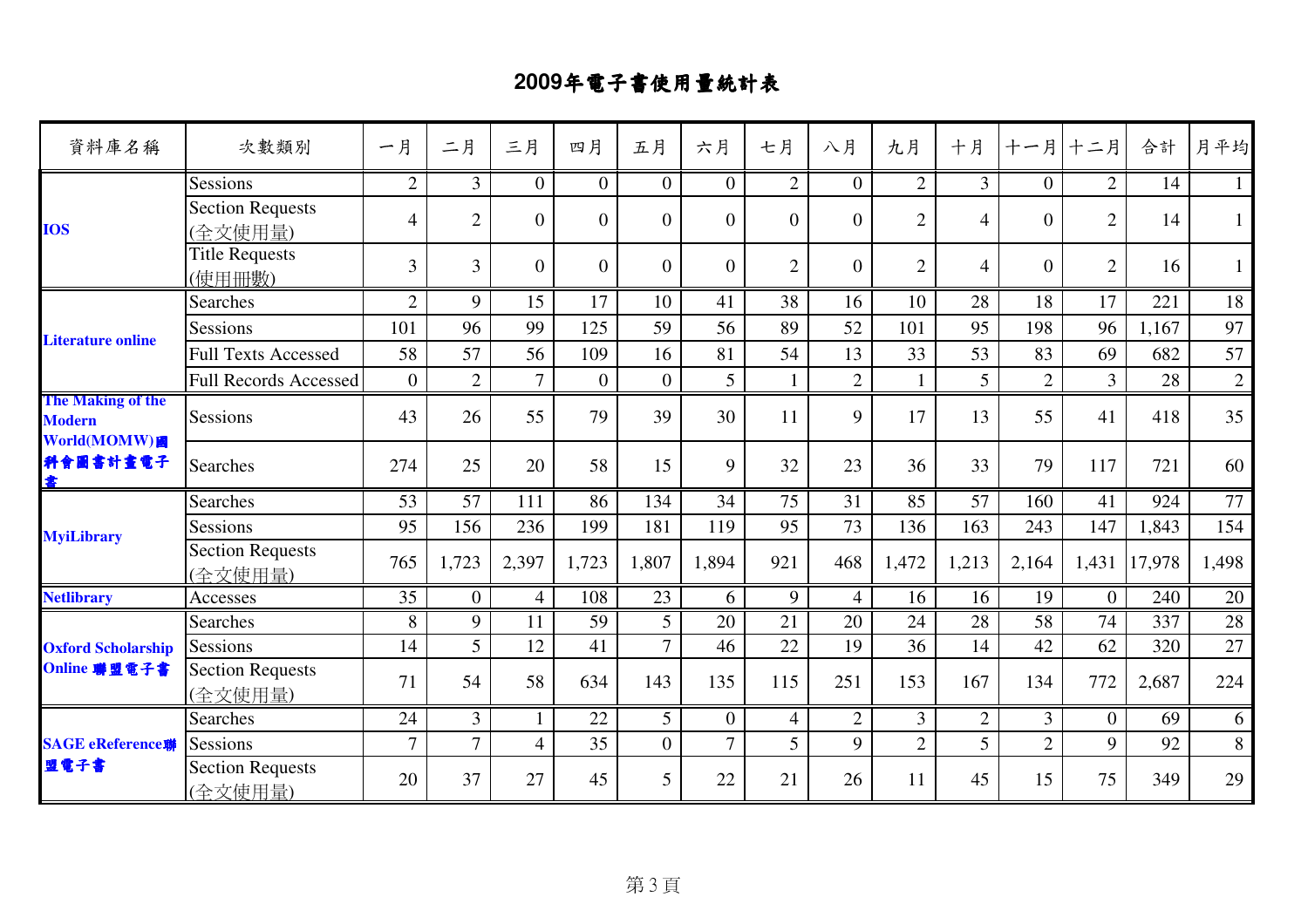# 2009年電子書使用量統計表

| 資料庫名稱 | 次數類別 | 一月 | 二月 | 三月 | 四月 | 五月 | 六月 | 七月 | 八月 | 九月 | 十月 | 十一月 | 十二月 | 合計 | 月平均 |
|---|---|---|---|---|---|---|---|---|---|---|---|---|---|---|---|
| **IOS** | Sessions | 2 | 3 | 0 | 0 | 0 | 0 | 2 | 0 | 2 | 3 | 0 | 2 | 14 | 1 |
| | Section Requests (全文使用量) | 4 | 2 | 0 | 0 | 0 | 0 | 0 | 0 | 2 | 4 | 0 | 2 | 14 | 1 |
| | Title Requests (使用冊數) | 3 | 3 | 0 | 0 | 0 | 0 | 2 | 0 | 2 | 4 | 0 | 2 | 16 | 1 |
| **Literature online** | Searches | 2 | 9 | 15 | 17 | 10 | 41 | 38 | 16 | 10 | 28 | 18 | 17 | 221 | 18 |
| | Sessions | 101 | 96 | 99 | 125 | 59 | 56 | 89 | 52 | 101 | 95 | 198 | 96 | 1,167 | 97 |
| | Full Texts Accessed | 58 | 57 | 56 | 109 | 16 | 81 | 54 | 13 | 33 | 53 | 83 | 69 | 682 | 57 |
| | Full Records Accessed | 0 | 2 | 7 | 0 | 0 | 5 | 1 | 2 | 1 | 5 | 2 | 3 | 28 | 2 |
| **The Making of the Modern World(MOMW)國科會圖書計畫電子書** | Sessions | 43 | 26 | 55 | 79 | 39 | 30 | 11 | 9 | 17 | 13 | 55 | 41 | 418 | 35 |
| | Searches | 274 | 25 | 20 | 58 | 15 | 9 | 32 | 23 | 36 | 33 | 79 | 117 | 721 | 60 |
| **MyiLibrary** | Searches | 53 | 57 | 111 | 86 | 134 | 34 | 75 | 31 | 85 | 57 | 160 | 41 | 924 | 77 |
| | Sessions | 95 | 156 | 236 | 199 | 181 | 119 | 95 | 73 | 136 | 163 | 243 | 147 | 1,843 | 154 |
| | Section Requests (全文使用量) | 765 | 1,723 | 2,397 | 1,723 | 1,807 | 1,894 | 921 | 468 | 1,472 | 1,213 | 2,164 | 1,431 | 17,978 | 1,498 |
| **Netlibrary** | Accesses | 35 | 0 | 4 | 108 | 23 | 6 | 9 | 4 | 16 | 16 | 19 | 0 | 240 | 20 |
| **Oxford Scholarship Online 聯盟電子書** | Searches | 8 | 9 | 11 | 59 | 5 | 20 | 21 | 20 | 24 | 28 | 58 | 74 | 337 | 28 |
| | Sessions | 14 | 5 | 12 | 41 | 7 | 46 | 22 | 19 | 36 | 14 | 42 | 62 | 320 | 27 |
| | Section Requests (全文使用量) | 71 | 54 | 58 | 634 | 143 | 135 | 115 | 251 | 153 | 167 | 134 | 772 | 2,687 | 224 |
| **SAGE eReference聯盟電子書** | Searches | 24 | 3 | 1 | 22 | 5 | 0 | 4 | 2 | 3 | 2 | 3 | 0 | 69 | 6 |
| | Sessions | 7 | 7 | 4 | 35 | 0 | 7 | 5 | 9 | 2 | 5 | 2 | 9 | 92 | 8 |
| | Section Requests (全文使用量) | 20 | 37 | 27 | 45 | 5 | 22 | 21 | 26 | 11 | 45 | 15 | 75 | 349 | 29 |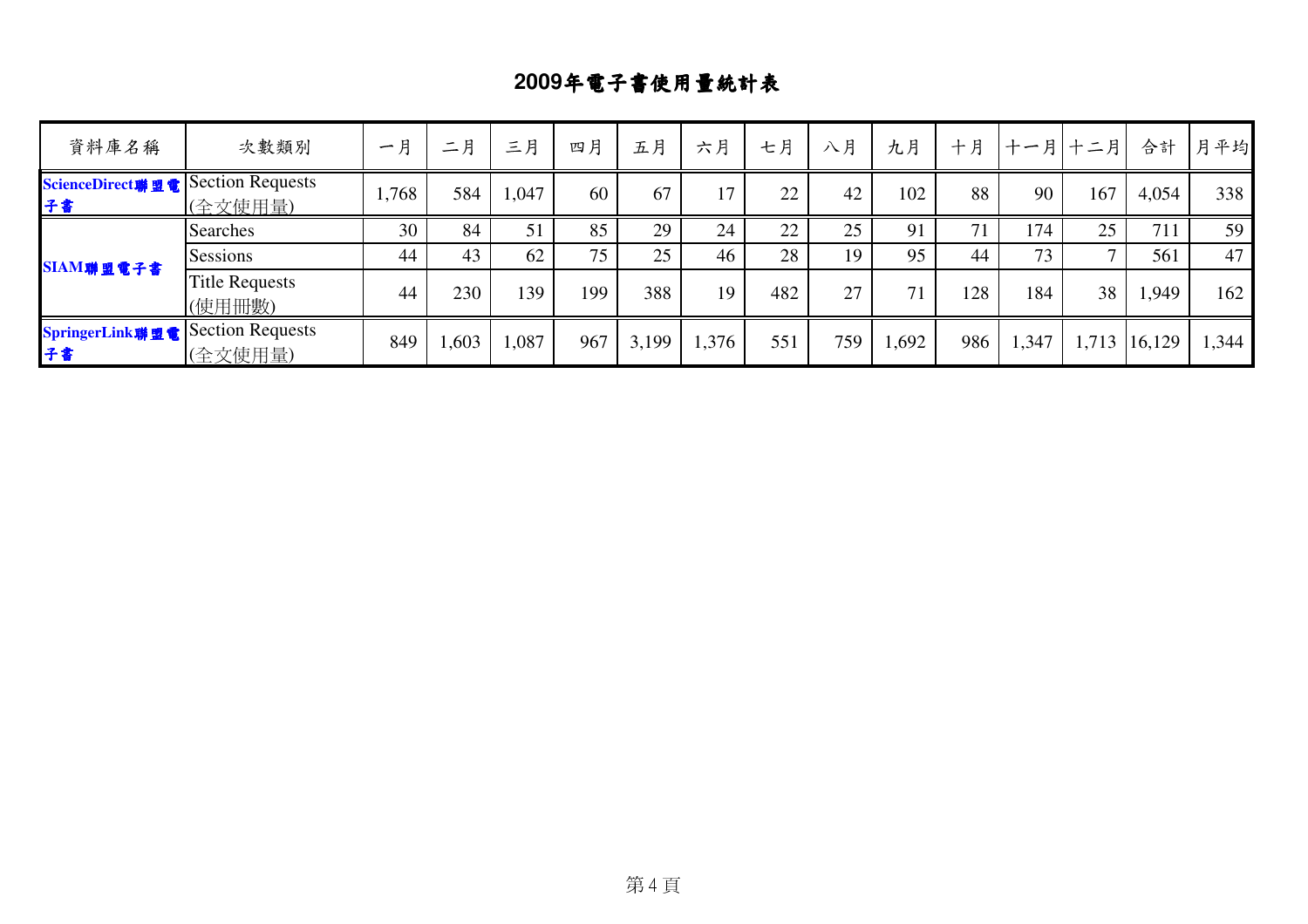# 2009年電子書使用量統計表

| 資料庫名稱 | 次數類別 | 一月 | 二月 | 三月 | 四月 | 五月 | 六月 | 七月 | 八月 | 九月 | 十月 | 十一月 | 十二月 | 合計 | 月平均 |
|---|---|---|---|---|---|---|---|---|---|---|---|---|---|---|---|
| **ScienceDirect聯盟電子書** | Section Requests (全文使用量) | 1,768 | 584 | 1,047 | 60 | 67 | 17 | 22 | 42 | 102 | 88 | 90 | 167 | 4,054 | 338 |
| **SIAM聯盟電子書** | Searches | 30 | 84 | 51 | 85 | 29 | 24 | 22 | 25 | 91 | 71 | 174 | 25 | 711 | 59 |
| | Sessions | 44 | 43 | 62 | 75 | 25 | 46 | 28 | 19 | 95 | 44 | 73 | 7 | 561 | 47 |
| | Title Requests (使用冊數) | 44 | 230 | 139 | 199 | 388 | 19 | 482 | 27 | 71 | 128 | 184 | 38 | 1,949 | 162 |
| **SpringerLink聯盟電子書** | Section Requests (全文使用量) | 849 | 1,603 | 1,087 | 967 | 3,199 | 1,376 | 551 | 759 | 1,692 | 986 | 1,347 | 1,713 | 16,129 | 1,344 |